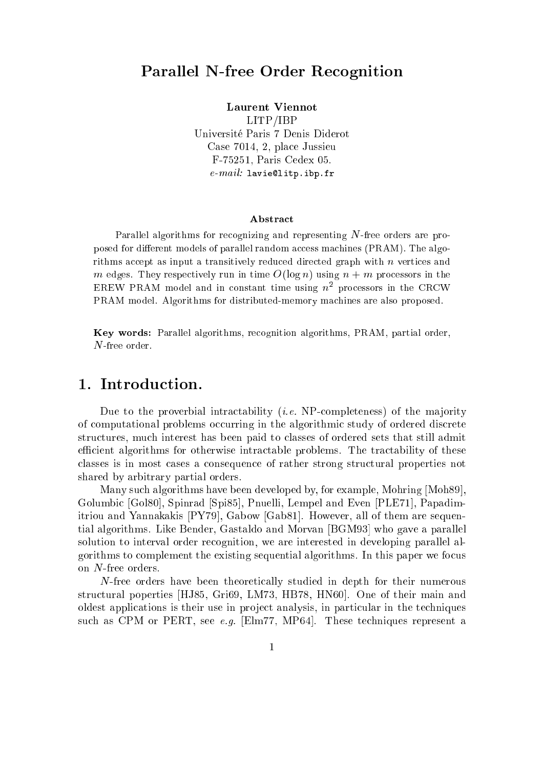# Parallel N-free Order Recognition

**Laurent Viennot**
LITP/IBP
Université Paris 7 Denis Diderot
Case 7014, 2, place Jussieu
F-75251, Paris Cedex 05.
*e-mail:* `lavie@litp.ibp.fr`

### Abstract

Parallel algorithms for recognizing and representing $N$-free orders are proposed for different models of parallel random access machines (PRAM). The algorithms accept as input a transitively reduced directed graph with $n$ vertices and $m$ edges. They respectively run in time $O(\log n)$ using $n + m$ processors in the EREW PRAM model and in constant time using $n^2$ processors in the CRCW PRAM model. Algorithms for distributed-memory machines are also proposed.

**Key words:** Parallel algorithms, recognition algorithms, PRAM, partial order, $N$-free order.

## 1. Introduction.

Due to the proverbial intractability (*i.e.* NP-completeness) of the majority of computational problems occurring in the algorithmic study of ordered discrete structures, much interest has been paid to classes of ordered sets that still admit efficient algorithms for otherwise intractable problems. The tractability of these classes is in most cases a consequence of rather strong structural properties not shared by arbitrary partial orders.

Many such algorithms have been developed by, for example, Mohring [Moh89], Golumbic [Gol80], Spinrad [Spi85], Pnuelli, Lempel and Even [PLE71], Papadimitriou and Yannakakis [PY79], Gabow [Gab81]. However, all of them are sequential algorithms. Like Bender, Gastaldo and Morvan [BGM93] who gave a parallel solution to interval order recognition, we are interested in developing parallel algorithms to complement the existing sequential algorithms. In this paper we focus on $N$-free orders.

$N$-free orders have been theoretically studied in depth for their numerous structural poperties [HJ85, Gri69, LM73, HB78, HN60]. One of their main and oldest applications is their use in project analysis, in particular in the techniques such as CPM or PERT, see *e.g.* [Elm77, MP64]. These techniques represent a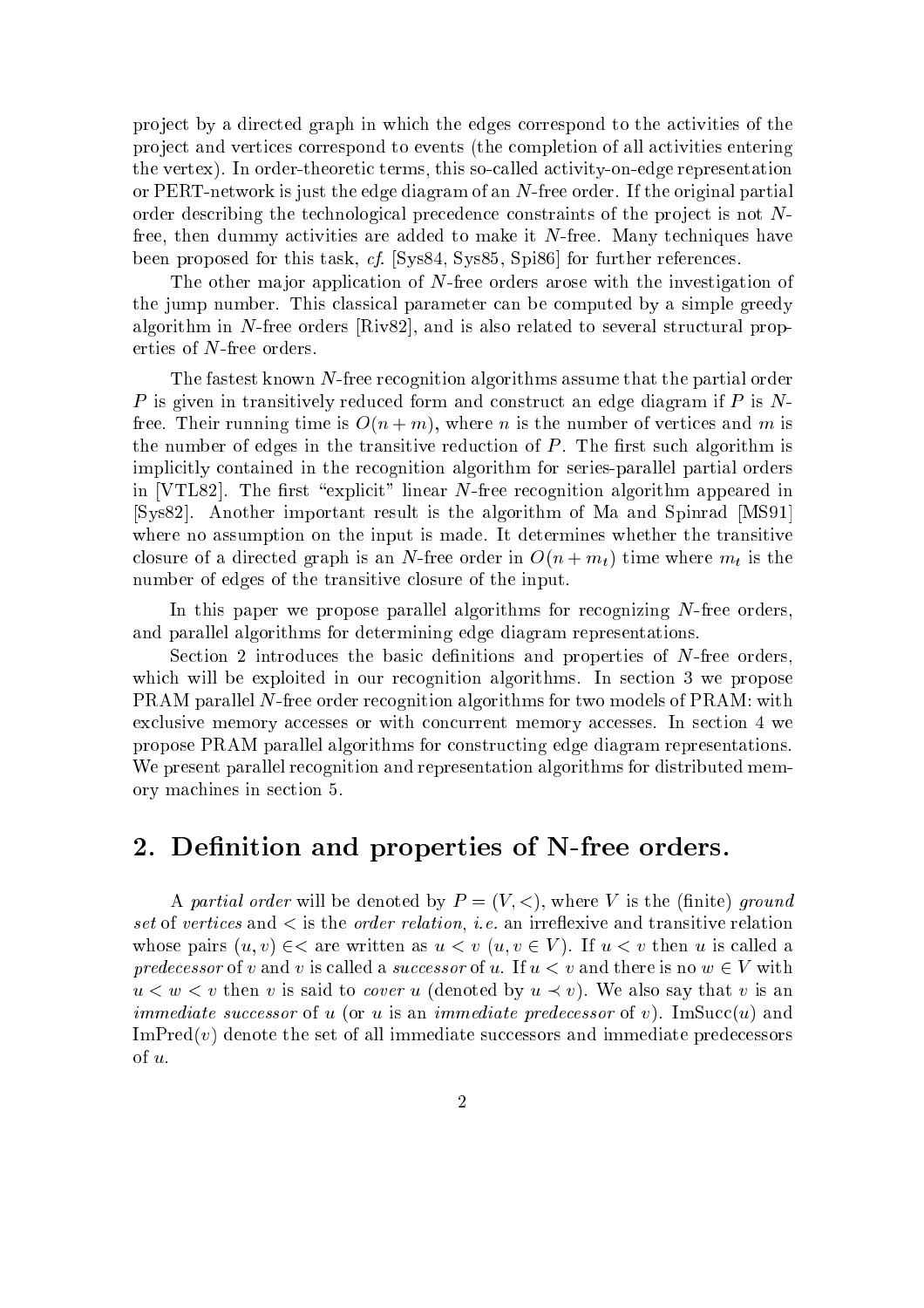project by a directed graph in which the edges correspond to the activities of the project and vertices correspond to events (the completion of all activities entering the vertex). In order-theoretic terms, this so-called activity-on-edge representation or PERT-network is just the edge diagram of an $N$-free order. If the original partial order describing the technological precedence constraints of the project is not $N$-free, then dummy activities are added to make it $N$-free. Many techniques have been proposed for this task, *cf.* [Sys84, Sys85, Spi86] for further references.

The other major application of $N$-free orders arose with the investigation of the jump number. This classical parameter can be computed by a simple greedy algorithm in $N$-free orders [Riv82], and is also related to several structural properties of $N$-free orders.

The fastest known $N$-free recognition algorithms assume that the partial order $P$ is given in transitively reduced form and construct an edge diagram if $P$ is $N$-free. Their running time is $O(n+m)$, where $n$ is the number of vertices and $m$ is the number of edges in the transitive reduction of $P$. The first such algorithm is implicitly contained in the recognition algorithm for series-parallel partial orders in [VTL82]. The first "explicit" linear $N$-free recognition algorithm appeared in [Sys82]. Another important result is the algorithm of Ma and Spinrad [MS91] where no assumption on the input is made. It determines whether the transitive closure of a directed graph is an $N$-free order in $O(n+m_t)$ time where $m_t$ is the number of edges of the transitive closure of the input.

In this paper we propose parallel algorithms for recognizing $N$-free orders, and parallel algorithms for determining edge diagram representations.

Section 2 introduces the basic definitions and properties of $N$-free orders, which will be exploited in our recognition algorithms. In section 3 we propose PRAM parallel $N$-free order recognition algorithms for two models of PRAM: with exclusive memory accesses or with concurrent memory accesses. In section 4 we propose PRAM parallel algorithms for constructing edge diagram representations. We present parallel recognition and representation algorithms for distributed memory machines in section 5.

## 2. Definition and properties of N-free orders.

A *partial order* will be denoted by $P = (V, <)$, where $V$ is the (finite) *ground set* of *vertices* and $<$ is the *order relation*, *i.e.* an irreflexive and transitive relation whose pairs $(u, v) \in <$ are written as $u < v$ $(u, v \in V)$. If $u < v$ then $u$ is called a *predecessor* of $v$ and $v$ is called a *successor* of $u$. If $u < v$ and there is no $w \in V$ with $u < w < v$ then $v$ is said to *cover* $u$ (denoted by $u \prec v$). We also say that $v$ is an *immediate successor* of $u$ (or $u$ is an *immediate predecessor* of $v$). ImSucc($u$) and ImPred($v$) denote the set of all immediate successors and immediate predecessors of $u$.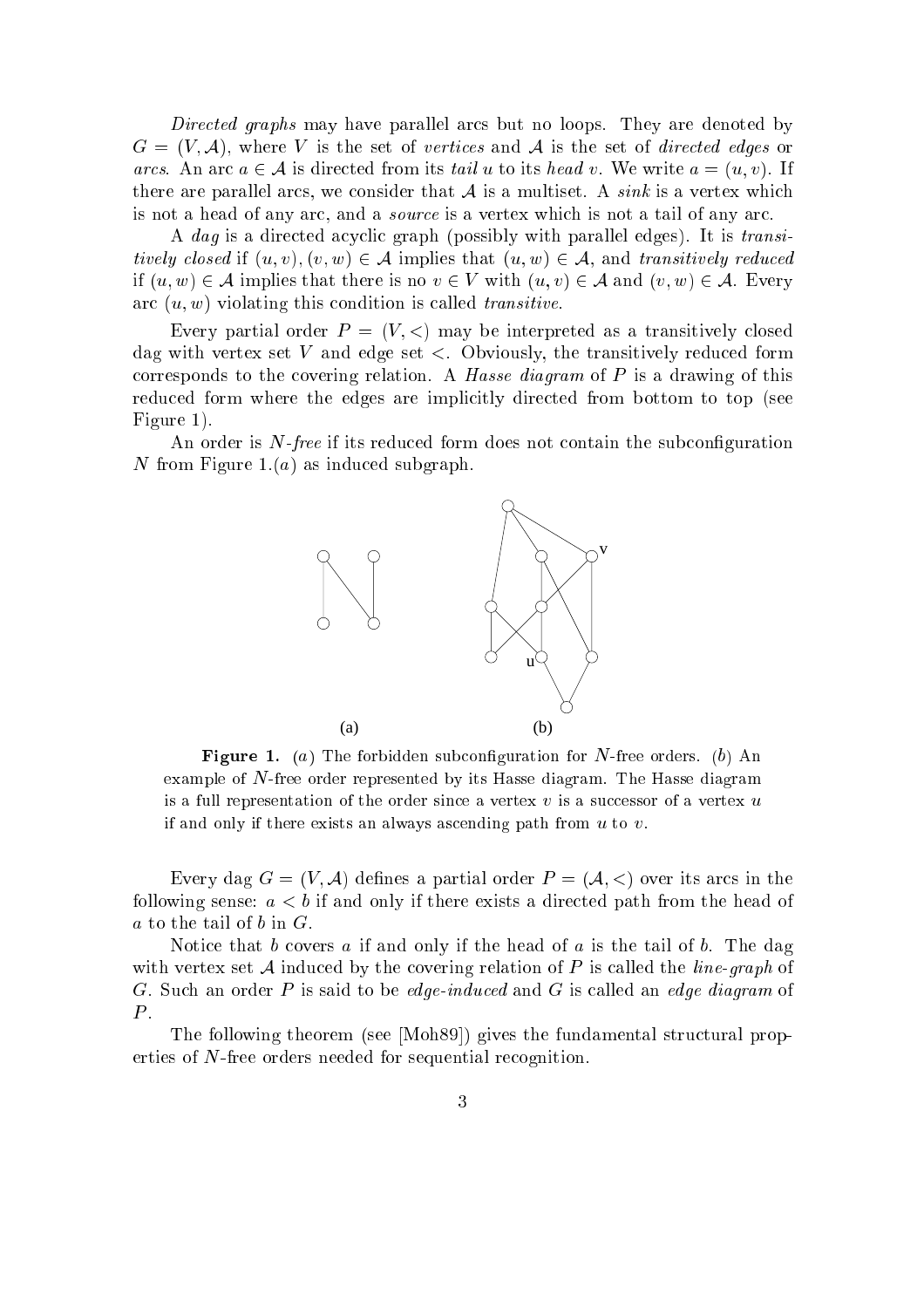*Directed graphs* may have parallel arcs but no loops. They are denoted by $G = (V, \mathcal{A})$, where $V$ is the set of *vertices* and $\mathcal{A}$ is the set of *directed edges* or *arcs*. An arc $a \in \mathcal{A}$ is directed from its *tail* $u$ to its *head* $v$. We write $a = (u, v)$. If there are parallel arcs, we consider that $\mathcal{A}$ is a multiset. A *sink* is a vertex which is not a head of any arc, and a *source* is a vertex which is not a tail of any arc.

A *dag* is a directed acyclic graph (possibly with parallel edges). It is *transitively closed* if $(u, v), (v, w) \in \mathcal{A}$ implies that $(u, w) \in \mathcal{A}$, and *transitively reduced* if $(u, w) \in \mathcal{A}$ implies that there is no $v \in V$ with $(u, v) \in \mathcal{A}$ and $(v, w) \in \mathcal{A}$. Every arc $(u, w)$ violating this condition is called *transitive*.

Every partial order $P = (V, <)$ may be interpreted as a transitively closed dag with vertex set $V$ and edge set $<$. Obviously, the transitively reduced form corresponds to the covering relation. A *Hasse diagram* of $P$ is a drawing of this reduced form where the edges are implicitly directed from bottom to top (see Figure 1).

An order is *N-free* if its reduced form does not contain the subconfiguration $N$ from Figure 1.$(a)$ as induced subgraph.

**Figure 1.** $(a)$ The forbidden subconfiguration for $N$-free orders. $(b)$ An example of $N$-free order represented by its Hasse diagram. The Hasse diagram is a full representation of the order since a vertex $v$ is a successor of a vertex $u$ if and only if there exists an always ascending path from $u$ to $v$.

Every dag $G = (V, \mathcal{A})$ defines a partial order $P = (\mathcal{A}, <)$ over its arcs in the following sense: $a < b$ if and only if there exists a directed path from the head of $a$ to the tail of $b$ in $G$.

Notice that $b$ covers $a$ if and only if the head of $a$ is the tail of $b$. The dag with vertex set $\mathcal{A}$ induced by the covering relation of $P$ is called the *line-graph* of $G$. Such an order $P$ is said to be *edge-induced* and $G$ is called an *edge diagram* of $P$.

The following theorem (see [Moh89]) gives the fundamental structural properties of $N$-free orders needed for sequential recognition.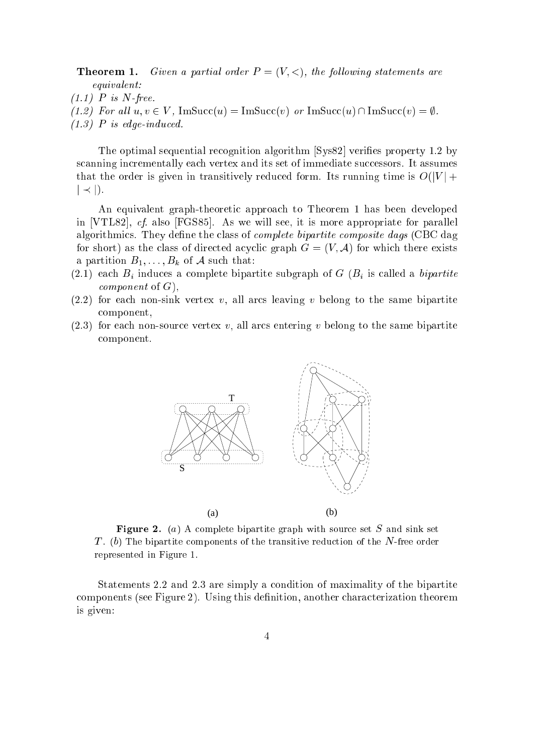**Theorem 1.** *Given a partial order $P = (V, <)$, the following statements are equivalent:*

*(1.1) $P$ is N-free.*

*(1.2) For all $u, v \in V$, $\mathrm{ImSucc}(u) = \mathrm{ImSucc}(v)$ or $\mathrm{ImSucc}(u) \cap \mathrm{ImSucc}(v) = \emptyset$.*

*(1.3) $P$ is edge-induced.*

The optimal sequential recognition algorithm [Sys82] verifies property 1.2 by scanning incrementally each vertex and its set of immediate successors. It assumes that the order is given in transitively reduced form. Its running time is $O(|V| + |\prec|)$.

An equivalent graph-theoretic approach to Theorem 1 has been developed in [VTL82], *cf.* also [FGS85]. As we will see, it is more appropriate for parallel algorithmics. They define the class of *complete bipartite composite dags* (CBC dag for short) as the class of directed acyclic graph $G = (V, \mathcal{A})$ for which there exists a partition $B_1, \ldots, B_k$ of $\mathcal{A}$ such that:

(2.1) each $B_i$ induces a complete bipartite subgraph of $G$ ($B_i$ is called a *bipartite component* of $G$),

(2.2) for each non-sink vertex $v$, all arcs leaving $v$ belong to the same bipartite component,

(2.3) for each non-source vertex $v$, all arcs entering $v$ belong to the same bipartite component.

**Figure 2.** (*a*) A complete bipartite graph with source set $S$ and sink set $T$. (*b*) The bipartite components of the transitive reduction of the $N$-free order represented in Figure 1.

Statements 2.2 and 2.3 are simply a condition of maximality of the bipartite components (see Figure 2). Using this definition, another characterization theorem is given: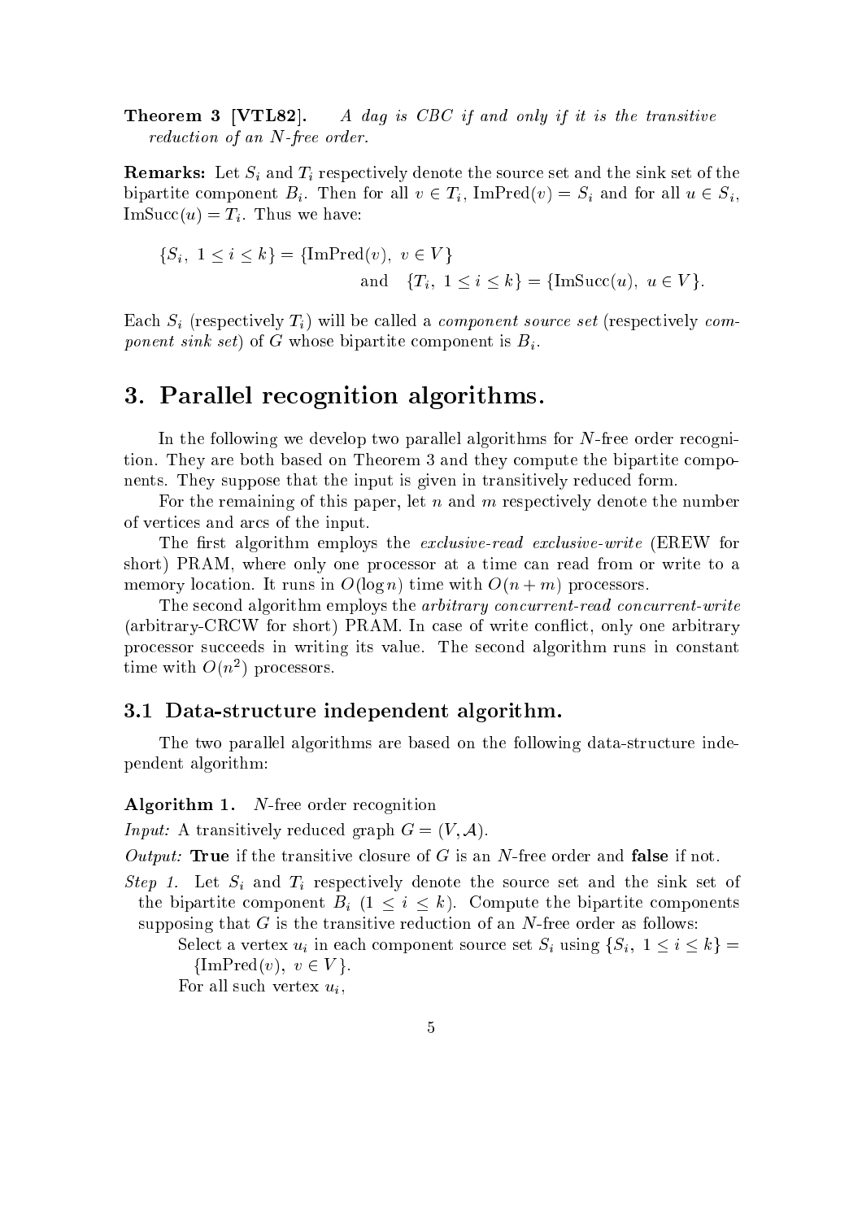**Theorem 3 [VTL82].** *A dag is CBC if and only if it is the transitive reduction of an N-free order.*

**Remarks:** Let $S_i$ and $T_i$ respectively denote the source set and the sink set of the bipartite component $B_i$. Then for all $v \in T_i$, $\text{ImPred}(v) = S_i$ and for all $u \in S_i$, $\text{ImSucc}(u) = T_i$. Thus we have:

$$\{S_i,\ 1 \le i \le k\} = \{\text{ImPred}(v),\ v \in V\} \quad \text{and} \quad \{T_i,\ 1 \le i \le k\} = \{\text{ImSucc}(u),\ u \in V\}.$$

Each $S_i$ (respectively $T_i$) will be called a *component source set* (respectively *component sink set*) of $G$ whose bipartite component is $B_i$.

# 3. Parallel recognition algorithms.

In the following we develop two parallel algorithms for $N$-free order recognition. They are both based on Theorem 3 and they compute the bipartite components. They suppose that the input is given in transitively reduced form.

For the remaining of this paper, let $n$ and $m$ respectively denote the number of vertices and arcs of the input.

The first algorithm employs the *exclusive-read exclusive-write* (EREW for short) PRAM, where only one processor at a time can read from or write to a memory location. It runs in $O(\log n)$ time with $O(n+m)$ processors.

The second algorithm employs the *arbitrary concurrent-read concurrent-write* (arbitrary-CRCW for short) PRAM. In case of write conflict, only one arbitrary processor succeeds in writing its value. The second algorithm runs in constant time with $O(n^2)$ processors.

## 3.1 Data-structure independent algorithm.

The two parallel algorithms are based on the following data-structure independent algorithm:

**Algorithm 1.** $N$-free order recognition

*Input:* A transitively reduced graph $G = (V, \mathcal{A})$.

*Output:* **True** if the transitive closure of $G$ is an $N$-free order and **false** if not.

*Step 1.* Let $S_i$ and $T_i$ respectively denote the source set and the sink set of the bipartite component $B_i$ ($1 \le i \le k$). Compute the bipartite components supposing that $G$ is the transitive reduction of an $N$-free order as follows:

Select a vertex $u_i$ in each component source set $S_i$ using $\{S_i,\ 1 \le i \le k\} = \{\text{ImPred}(v),\ v \in V\}$.

For all such vertex $u_i$,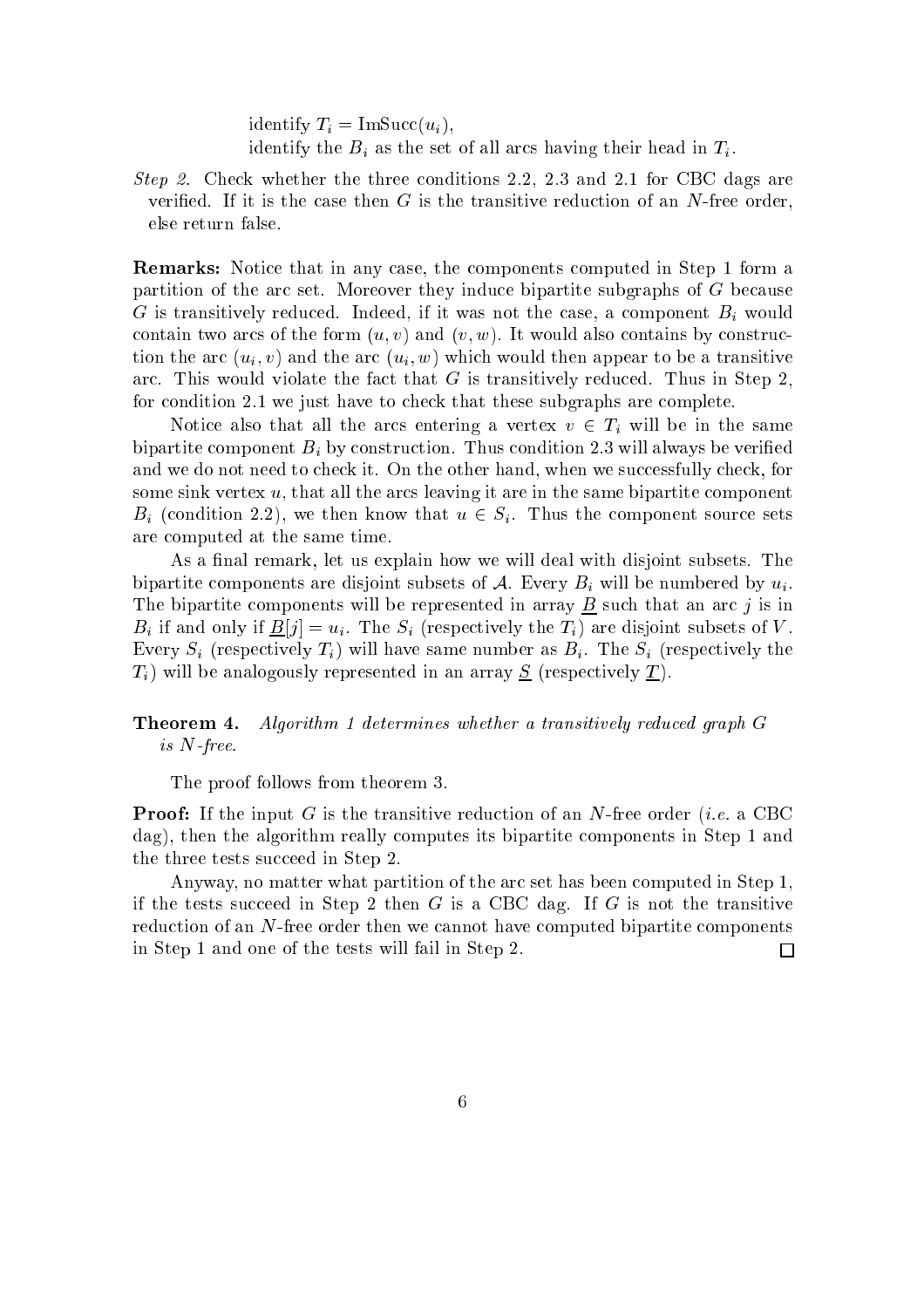identify $T_i = \text{ImSucc}(u_i)$,

identify the $B_i$ as the set of all arcs having their head in $T_i$.

*Step 2.* Check whether the three conditions 2.2, 2.3 and 2.1 for CBC dags are verified. If it is the case then $G$ is the transitive reduction of an $N$-free order, else return false.

**Remarks:** Notice that in any case, the components computed in Step 1 form a partition of the arc set. Moreover they induce bipartite subgraphs of $G$ because $G$ is transitively reduced. Indeed, if it was not the case, a component $B_i$ would contain two arcs of the form $(u, v)$ and $(v, w)$. It would also contains by construction the arc $(u_i, v)$ and the arc $(u_i, w)$ which would then appear to be a transitive arc. This would violate the fact that $G$ is transitively reduced. Thus in Step 2, for condition 2.1 we just have to check that these subgraphs are complete.

Notice also that all the arcs entering a vertex $v \in T_i$ will be in the same bipartite component $B_i$ by construction. Thus condition 2.3 will always be verified and we do not need to check it. On the other hand, when we successfully check, for some sink vertex $u$, that all the arcs leaving it are in the same bipartite component $B_i$ (condition 2.2), we then know that $u \in S_i$. Thus the component source sets are computed at the same time.

As a final remark, let us explain how we will deal with disjoint subsets. The bipartite components are disjoint subsets of $\mathcal{A}$. Every $B_i$ will be numbered by $u_i$. The bipartite components will be represented in array $\underline{B}$ such that an arc $j$ is in $B_i$ if and only if $\underline{B}[j] = u_i$. The $S_i$ (respectively the $T_i$) are disjoint subsets of $V$. Every $S_i$ (respectively $T_i$) will have same number as $B_i$. The $S_i$ (respectively the $T_i$) will be analogously represented in an array $\underline{S}$ (respectively $\underline{T}$).

**Theorem 4.** *Algorithm 1 determines whether a transitively reduced graph $G$ is $N$-free.*

The proof follows from theorem 3.

**Proof:** If the input $G$ is the transitive reduction of an $N$-free order (*i.e.* a CBC dag), then the algorithm really computes its bipartite components in Step 1 and the three tests succeed in Step 2.

Anyway, no matter what partition of the arc set has been computed in Step 1, if the tests succeed in Step 2 then $G$ is a CBC dag. If $G$ is not the transitive reduction of an $N$-free order then we cannot have computed bipartite components in Step 1 and one of the tests will fail in Step 2. $\square$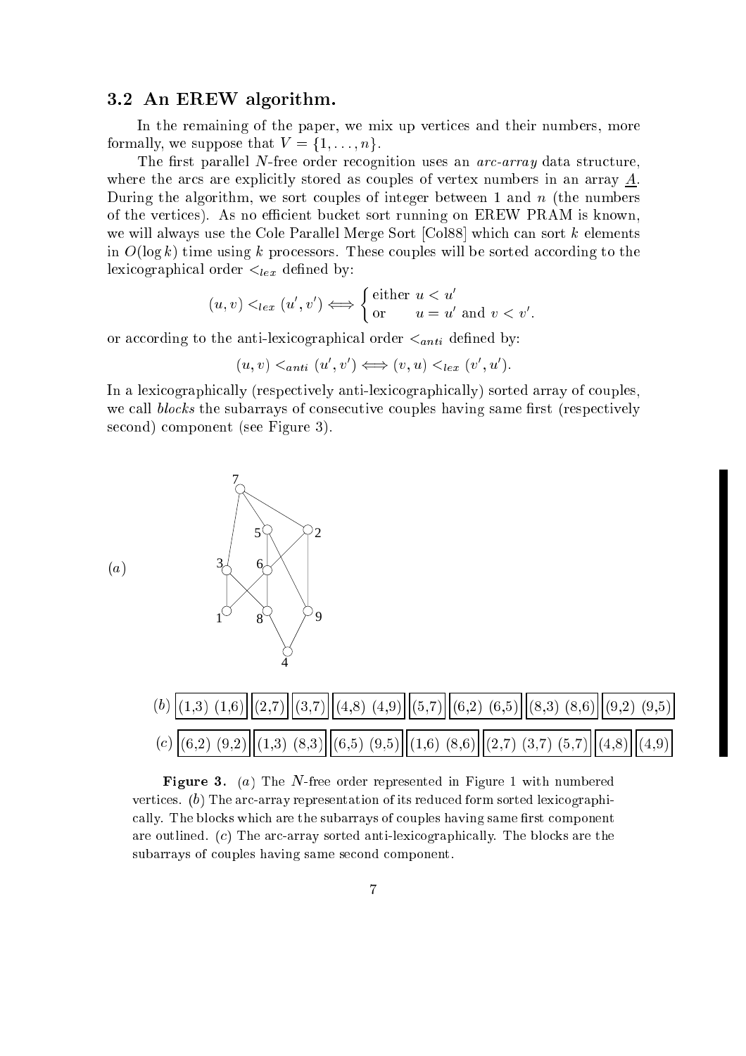### 3.2 An EREW algorithm.

In the remaining of the paper, we mix up vertices and their numbers, more formally, we suppose that $V = \{1, \ldots, n\}$.

The first parallel $N$-free order recognition uses an *arc-array* data structure, where the arcs are explicitly stored as couples of vertex numbers in an array $\underline{A}$. During the algorithm, we sort couples of integer between 1 and $n$ (the numbers of the vertices). As no efficient bucket sort running on EREW PRAM is known, we will always use the Cole Parallel Merge Sort [Col88] which can sort $k$ elements in $O(\log k)$ time using $k$ processors. These couples will be sorted according to the lexicographical order $<_{lex}$ defined by:

$$(u,v) <_{lex} (u',v') \iff \begin{cases} \text{either } u < u' \\ \text{or} \quad\;\; u = u' \text{ and } v < v'. \end{cases}$$

or according to the anti-lexicographical order $<_{anti}$ defined by:

$$(u,v) <_{anti} (u',v') \iff (v,u) <_{lex} (v',u').$$

In a lexicographically (respectively anti-lexicographically) sorted array of couples, we call *blocks* the subarrays of consecutive couples having same first (respectively second) component (see Figure 3).

$(a)$

$(b)$ | (1,3) (1,6) | (2,7) | (3,7) | (4,8) (4,9) | (5,7) | (6,2) (6,5) | (8,3) (8,6) | (9,2) (9,5) |

$(c)$ | (6,2) (9,2) | (1,3) (8,3) | (6,5) (9,5) | (1,6) (8,6) | (2,7) (3,7) (5,7) | (4,8) | (4,9) |

**Figure 3.** $(a)$ The $N$-free order represented in Figure 1 with numbered vertices. $(b)$ The arc-array representation of its reduced form sorted lexicographically. The blocks which are the subarrays of couples having same first component are outlined. $(c)$ The arc-array sorted anti-lexicographically. The blocks are the subarrays of couples having same second component.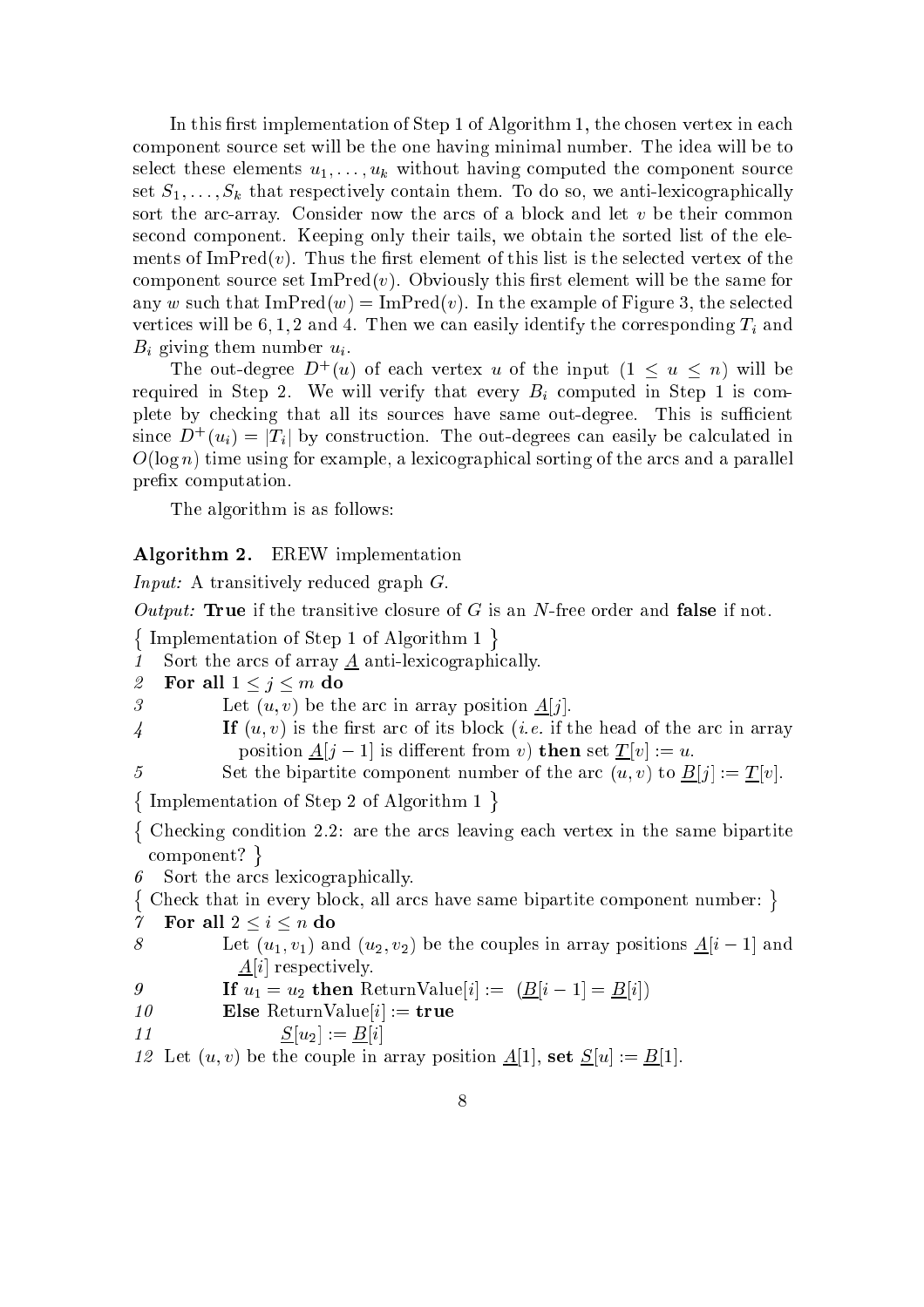In this first implementation of Step 1 of Algorithm 1, the chosen vertex in each component source set will be the one having minimal number. The idea will be to select these elements $u_1, \ldots, u_k$ without having computed the component source set $S_1, \ldots, S_k$ that respectively contain them. To do so, we anti-lexicographically sort the arc-array. Consider now the arcs of a block and let $v$ be their common second component. Keeping only their tails, we obtain the sorted list of the elements of $\mathrm{ImPred}(v)$. Thus the first element of this list is the selected vertex of the component source set $\mathrm{ImPred}(v)$. Obviously this first element will be the same for any $w$ such that $\mathrm{ImPred}(w) = \mathrm{ImPred}(v)$. In the example of Figure 3, the selected vertices will be 6, 1, 2 and 4. Then we can easily identify the corresponding $T_i$ and $B_i$ giving them number $u_i$.

The out-degree $D^+(u)$ of each vertex $u$ of the input ($1 \le u \le n$) will be required in Step 2. We will verify that every $B_i$ computed in Step 1 is complete by checking that all its sources have same out-degree. This is sufficient since $D^+(u_i) = |T_i|$ by construction. The out-degrees can easily be calculated in $O(\log n)$ time using for example, a lexicographical sorting of the arcs and a parallel prefix computation.

The algorithm is as follows:

**Algorithm 2.** EREW implementation

*Input:* A transitively reduced graph $G$.

*Output:* **True** if the transitive closure of $G$ is an $N$-free order and **false** if not.

{ Implementation of Step 1 of Algorithm 1 }

*1* Sort the arcs of array $\underline{A}$ anti-lexicographically.
*2* **For all** $1 \le j \le m$ **do**
*3* Let $(u, v)$ be the arc in array position $\underline{A}[j]$.
*4* **If** $(u, v)$ is the first arc of its block (*i.e.* if the head of the arc in array position $\underline{A}[j-1]$ is different from $v$) **then** set $\underline{T}[v] := u$.
*5* Set the bipartite component number of the arc $(u, v)$ to $\underline{B}[j] := \underline{T}[v]$.

{ Implementation of Step 2 of Algorithm 1 }

{ Checking condition 2.2: are the arcs leaving each vertex in the same bipartite component? }

*6* Sort the arcs lexicographically.

{ Check that in every block, all arcs have same bipartite component number: }

*7* **For all** $2 \le i \le n$ **do**
*8* Let $(u_1, v_1)$ and $(u_2, v_2)$ be the couples in array positions $\underline{A}[i-1]$ and $\underline{A}[i]$ respectively.
*9* **If** $u_1 = u_2$ **then** ReturnValue$[i] :=$ $(\underline{B}[i-1] = \underline{B}[i])$
*10* **Else** ReturnValue$[i] :=$ **true**
*11* $\underline{S}[u_2] := \underline{B}[i]$
*12* Let $(u, v)$ be the couple in array position $\underline{A}[1]$, **set** $\underline{S}[u] := \underline{B}[1]$.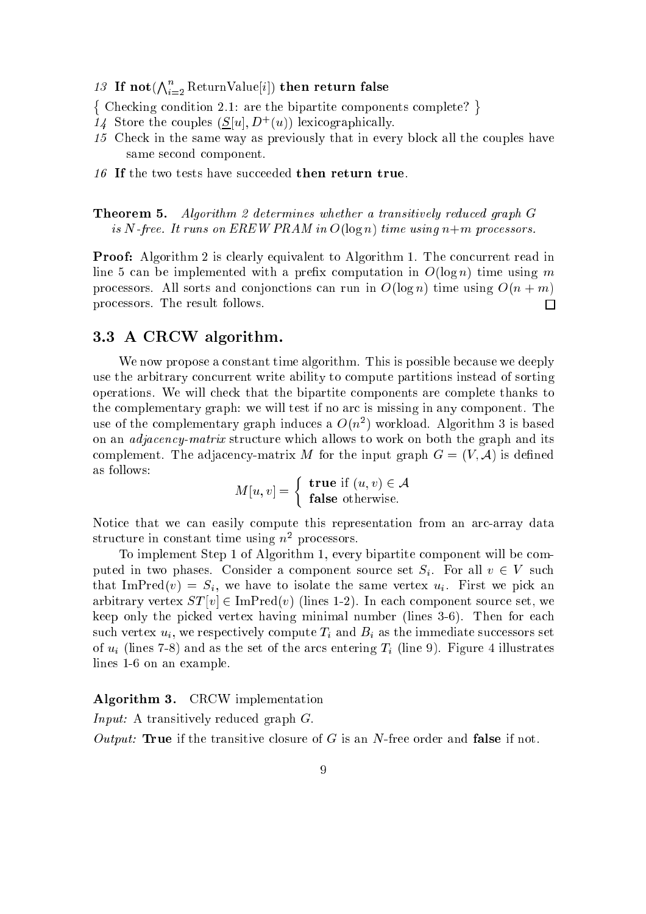*13* **If not**$(\bigwedge_{i=2}^{n} \text{ReturnValue}[i])$ **then return false**

{ Checking condition 2.1: are the bipartite components complete? }

*14* Store the couples $(\underline{S}[u], D^+(u))$ lexicographically.

*15* Check in the same way as previously that in every block all the couples have same second component.

*16* **If** the two tests have succeeded **then return true**.

**Theorem 5.** *Algorithm 2 determines whether a transitively reduced graph $G$ is $N$-free. It runs on EREW PRAM in $O(\log n)$ time using $n+m$ processors.*

**Proof:** Algorithm 2 is clearly equivalent to Algorithm 1. The concurrent read in line 5 can be implemented with a prefix computation in $O(\log n)$ time using $m$ processors. All sorts and conjonctions can run in $O(\log n)$ time using $O(n+m)$ processors. The result follows. □

## 3.3 A CRCW algorithm.

We now propose a constant time algorithm. This is possible because we deeply use the arbitrary concurrent write ability to compute partitions instead of sorting operations. We will check that the bipartite components are complete thanks to the complementary graph: we will test if no arc is missing in any component. The use of the complementary graph induces a $O(n^2)$ workload. Algorithm 3 is based on an *adjacency-matrix* structure which allows to work on both the graph and its complement. The adjacency-matrix $M$ for the input graph $G = (V, \mathcal{A})$ is defined as follows:

$$M[u, v] = \begin{cases} \textbf{true} \text{ if } (u, v) \in \mathcal{A} \\ \textbf{false} \text{ otherwise.} \end{cases}$$

Notice that we can easily compute this representation from an arc-array data structure in constant time using $n^2$ processors.

To implement Step 1 of Algorithm 1, every bipartite component will be computed in two phases. Consider a component source set $S_i$. For all $v \in V$ such that $\text{ImPred}(v) = S_i$, we have to isolate the same vertex $u_i$. First we pick an arbitrary vertex $ST[v] \in \text{ImPred}(v)$ (lines 1-2). In each component source set, we keep only the picked vertex having minimal number (lines 3-6). Then for each such vertex $u_i$, we respectively compute $T_i$ and $B_i$ as the immediate successors set of $u_i$ (lines 7-8) and as the set of the arcs entering $T_i$ (line 9). Figure 4 illustrates lines 1-6 on an example.

**Algorithm 3.** CRCW implementation

*Input:* A transitively reduced graph $G$.

*Output:* **True** if the transitive closure of $G$ is an $N$-free order and **false** if not.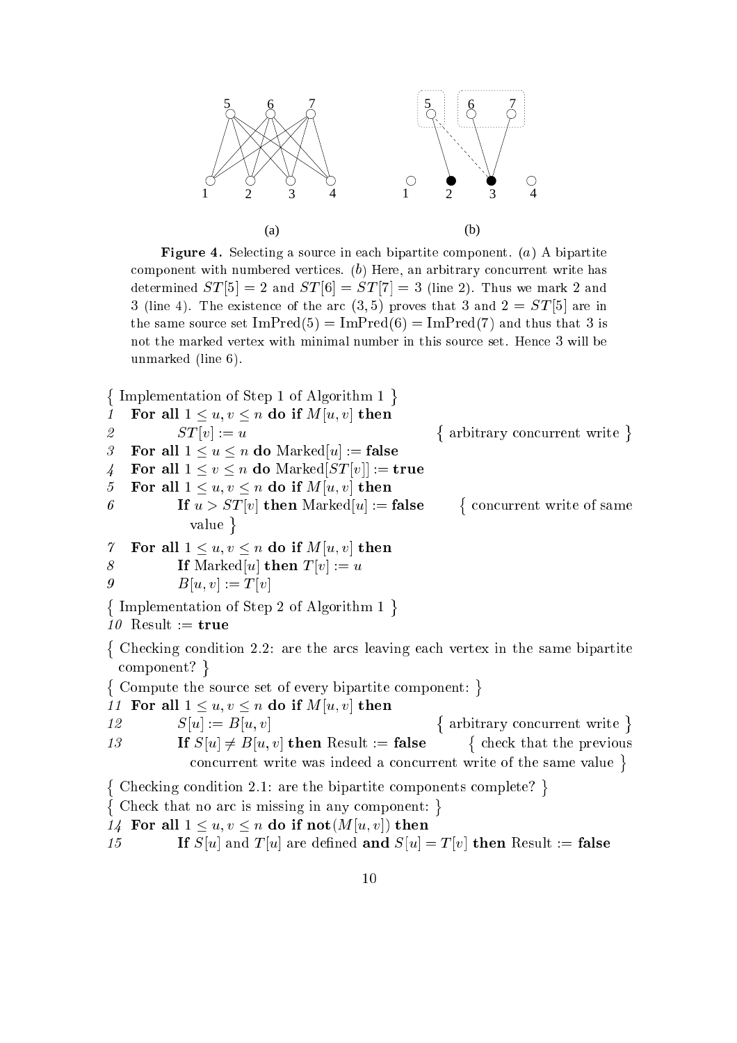(a) (b)

**Figure 4.** Selecting a source in each bipartite component. (*a*) A bipartite component with numbered vertices. (*b*) Here, an arbitrary concurrent write has determined $ST[5] = 2$ and $ST[6] = ST[7] = 3$ (line 2). Thus we mark 2 and 3 (line 4). The existence of the arc $(3, 5)$ proves that 3 and $2 = ST[5]$ are in the same source set $\mathrm{ImPred}(5) = \mathrm{ImPred}(6) = \mathrm{ImPred}(7)$ and thus that 3 is not the marked vertex with minimal number in this source set. Hence 3 will be unmarked (line 6).

```
{ Implementation of Step 1 of Algorithm 1 }
1  For all 1 ≤ u, v ≤ n do if M[u, v] then
2        ST[v] := u                                  { arbitrary concurrent write }
3  For all 1 ≤ u ≤ n do Marked[u] := false
4  For all 1 ≤ v ≤ n do Marked[ST[v]] := true
5  For all 1 ≤ u, v ≤ n do if M[u, v] then
6        If u > ST[v] then Marked[u] := false        { concurrent write of same
           value }
7  For all 1 ≤ u, v ≤ n do if M[u, v] then
8        If Marked[u] then T[v] := u
9        B[u, v] := T[v]
{ Implementation of Step 2 of Algorithm 1 }
10 Result := true
{ Checking condition 2.2: are the arcs leaving each vertex in the same bipartite
  component? }
{ Compute the source set of every bipartite component: }
11 For all 1 ≤ u, v ≤ n do if M[u, v] then
12       S[u] := B[u, v]                             { arbitrary concurrent write }
13       If S[u] ≠ B[u, v] then Result := false      { check that the previous
           concurrent write was indeed a concurrent write of the same value }
{ Checking condition 2.1: are the bipartite components complete? }
{ Check that no arc is missing in any component: }
14 For all 1 ≤ u, v ≤ n do if not(M[u, v]) then
15       If S[u] and T[u] are defined and S[u] = T[v] then Result := false
```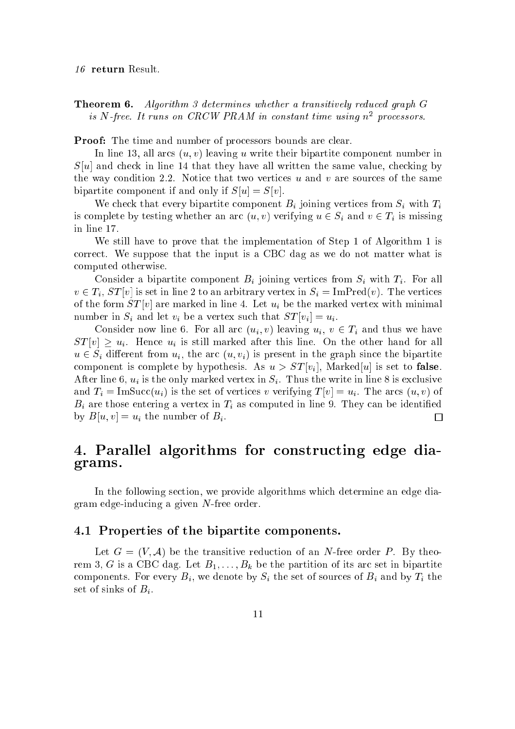*16* **return** Result.

**Theorem 6.** *Algorithm 3 determines whether a transitively reduced graph $G$ is $N$-free. It runs on CRCW PRAM in constant time using $n^2$ processors.*

**Proof:** The time and number of processors bounds are clear.

In line 13, all arcs $(u, v)$ leaving $u$ write their bipartite component number in $S[u]$ and check in line 14 that they have all written the same value, checking by the way condition 2.2. Notice that two vertices $u$ and $v$ are sources of the same bipartite component if and only if $S[u] = S[v]$.

We check that every bipartite component $B_i$ joining vertices from $S_i$ with $T_i$ is complete by testing whether an arc $(u, v)$ verifying $u \in S_i$ and $v \in T_i$ is missing in line 17.

We still have to prove that the implementation of Step 1 of Algorithm 1 is correct. We suppose that the input is a CBC dag as we do not matter what is computed otherwise.

Consider a bipartite component $B_i$ joining vertices from $S_i$ with $T_i$. For all $v \in T_i$, $ST[v]$ is set in line 2 to an arbitrary vertex in $S_i = \text{ImPred}(v)$. The vertices of the form $ST[v]$ are marked in line 4. Let $u_i$ be the marked vertex with minimal number in $S_i$ and let $v_i$ be a vertex such that $ST[v_i] = u_i$.

Consider now line 6. For all arc $(u_i, v)$ leaving $u_i$, $v \in T_i$ and thus we have $ST[v] \geq u_i$. Hence $u_i$ is still marked after this line. On the other hand for all $u \in S_i$ different from $u_i$, the arc $(u, v_i)$ is present in the graph since the bipartite component is complete by hypothesis. As $u > ST[v_i]$, Marked$[u]$ is set to **false**. After line 6, $u_i$ is the only marked vertex in $S_i$. Thus the write in line 8 is exclusive and $T_i = \text{ImSucc}(u_i)$ is the set of vertices $v$ verifying $T[v] = u_i$. The arcs $(u, v)$ of $B_i$ are those entering a vertex in $T_i$ as computed in line 9. They can be identified by $B[u, v] = u_i$ the number of $B_i$. □

# 4. Parallel algorithms for constructing edge diagrams.

In the following section, we provide algorithms which determine an edge diagram edge-inducing a given $N$-free order.

## 4.1 Properties of the bipartite components.

Let $G = (V, \mathcal{A})$ be the transitive reduction of an $N$-free order $P$. By theorem 3, $G$ is a CBC dag. Let $B_1, \ldots, B_k$ be the partition of its arc set in bipartite components. For every $B_i$, we denote by $S_i$ the set of sources of $B_i$ and by $T_i$ the set of sinks of $B_i$.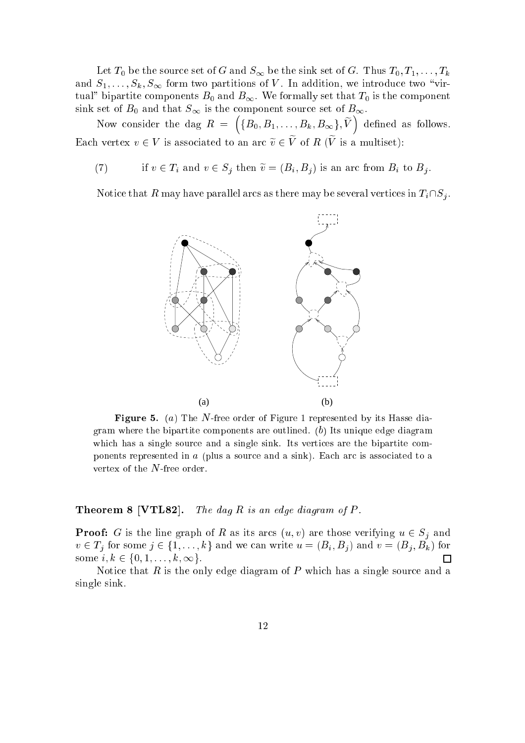Let $T_0$ be the source set of $G$ and $S_\infty$ be the sink set of $G$. Thus $T_0, T_1, \ldots, T_k$ and $S_1, \ldots, S_k, S_\infty$ form two partitions of $V$. In addition, we introduce two "virtual" bipartite components $B_0$ and $B_\infty$. We formally set that $T_0$ is the component sink set of $B_0$ and that $S_\infty$ is the component source set of $B_\infty$.

Now consider the dag $R = \left(\{B_0, B_1, \ldots, B_k, B_\infty\}, \widetilde{V}\right)$ defined as follows. Each vertex $v \in V$ is associated to an arc $\widetilde{v} \in \widetilde{V}$ of $R$ ($\widetilde{V}$ is a multiset):

(7) if $v \in T_i$ and $v \in S_j$ then $\widetilde{v} = (B_i, B_j)$ is an arc from $B_i$ to $B_j$.

Notice that $R$ may have parallel arcs as there may be several vertices in $T_i \cap S_j$.

**Figure 5.** ($a$) The $N$-free order of Figure 1 represented by its Hasse diagram where the bipartite components are outlined. ($b$) Its unique edge diagram which has a single source and a single sink. Its vertices are the bipartite components represented in $a$ (plus a source and a sink). Each arc is associated to a vertex of the $N$-free order.

**Theorem 8 [VTL82].** *The dag $R$ is an edge diagram of $P$.*

**Proof:** $G$ is the line graph of $R$ as its arcs $(u, v)$ are those verifying $u \in S_j$ and $v \in T_j$ for some $j \in \{1, \ldots, k\}$ and we can write $u = (B_i, B_j)$ and $v = (B_j, B_k)$ for some $i, k \in \{0, 1, \ldots, k, \infty\}$. □

Notice that $R$ is the only edge diagram of $P$ which has a single source and a single sink.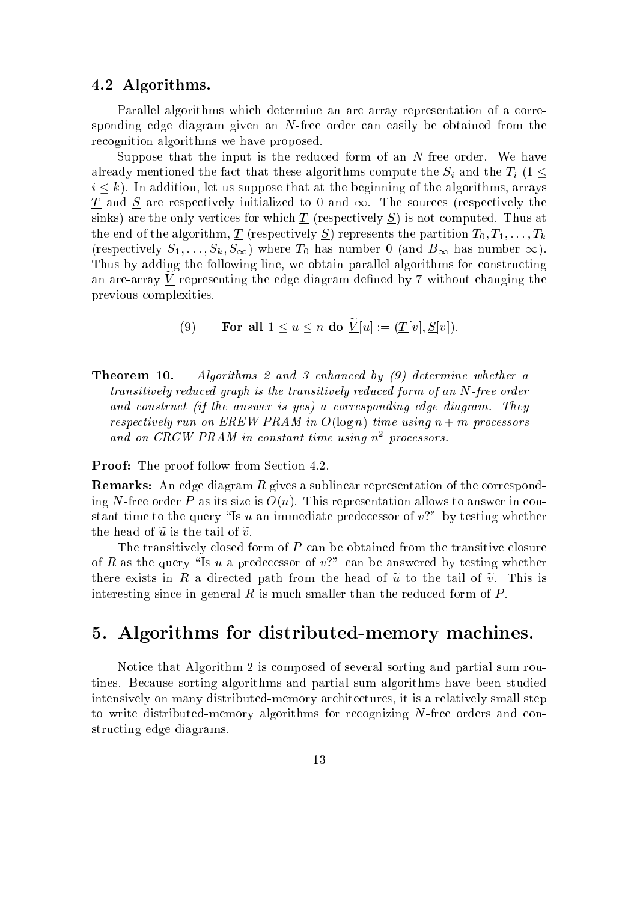### 4.2 Algorithms.

Parallel algorithms which determine an arc array representation of a corresponding edge diagram given an $N$-free order can easily be obtained from the recognition algorithms we have proposed.

Suppose that the input is the reduced form of an $N$-free order. We have already mentioned the fact that these algorithms compute the $S_i$ and the $T_i$ ($1 \leq i \leq k$). In addition, let us suppose that at the beginning of the algorithms, arrays $\underline{T}$ and $\underline{S}$ are respectively initialized to 0 and $\infty$. The sources (respectively the sinks) are the only vertices for which $\underline{T}$ (respectively $\underline{S}$) is not computed. Thus at the end of the algorithm, $\underline{T}$ (respectively $\underline{S}$) represents the partition $T_0, T_1, \ldots, T_k$ (respectively $S_1, \ldots, S_k, S_\infty$) where $T_0$ has number 0 (and $B_\infty$ has number $\infty$). Thus by adding the following line, we obtain parallel algorithms for constructing an arc-array $\underline{\widetilde{V}}$ representing the edge diagram defined by 7 without changing the previous complexities.

$$(9) \qquad \textbf{For all } 1 \leq u \leq n \textbf{ do } \underline{\widetilde{V}}[u] := (\underline{T}[v], \underline{S}[v]).$$

**Theorem 10.** *Algorithms 2 and 3 enhanced by (9) determine whether a transitively reduced graph is the transitively reduced form of an $N$-free order and construct (if the answer is yes) a corresponding edge diagram. They respectively run on EREW PRAM in $O(\log n)$ time using $n + m$ processors and on CRCW PRAM in constant time using $n^2$ processors.*

**Proof:** The proof follow from Section 4.2.

**Remarks:** An edge diagram $R$ gives a sublinear representation of the corresponding $N$-free order $P$ as its size is $O(n)$. This representation allows to answer in constant time to the query "Is $u$ an immediate predecessor of $v$?" by testing whether the head of $\widetilde{u}$ is the tail of $\widetilde{v}$.

The transitively closed form of $P$ can be obtained from the transitive closure of $R$ as the query "Is $u$ a predecessor of $v$?" can be answered by testing whether there exists in $R$ a directed path from the head of $\widetilde{u}$ to the tail of $\widetilde{v}$. This is interesting since in general $R$ is much smaller than the reduced form of $P$.

## 5. Algorithms for distributed-memory machines.

Notice that Algorithm 2 is composed of several sorting and partial sum routines. Because sorting algorithms and partial sum algorithms have been studied intensively on many distributed-memory architectures, it is a relatively small step to write distributed-memory algorithms for recognizing $N$-free orders and constructing edge diagrams.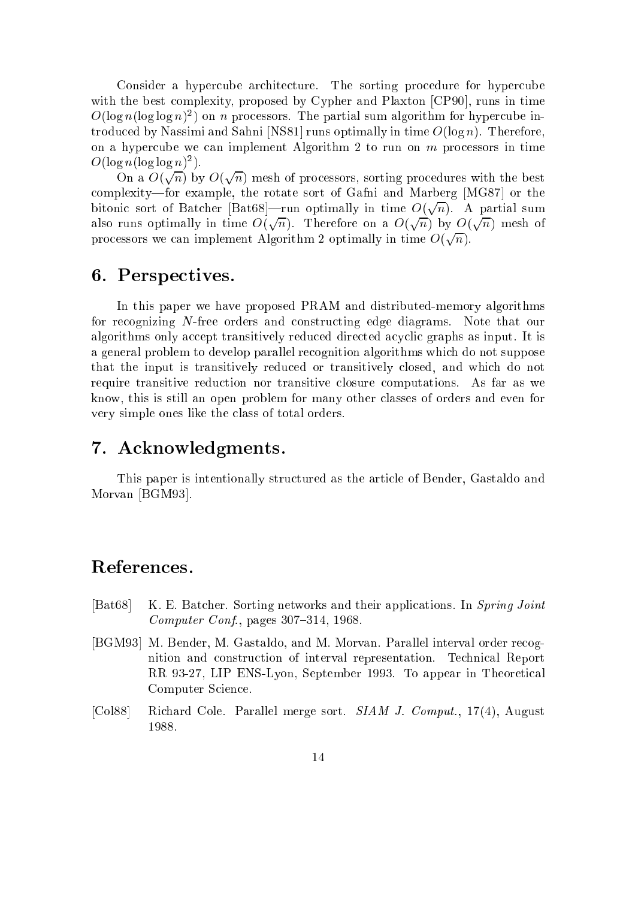Consider a hypercube architecture. The sorting procedure for hypercube with the best complexity, proposed by Cypher and Plaxton [CP90], runs in time $O(\log n (\log\log n)^2)$ on $n$ processors. The partial sum algorithm for hypercube introduced by Nassimi and Sahni [NS81] runs optimally in time $O(\log n)$. Therefore, on a hypercube we can implement Algorithm 2 to run on $m$ processors in time $O(\log n (\log\log n)^2)$.

On a $O(\sqrt{n})$ by $O(\sqrt{n})$ mesh of processors, sorting procedures with the best complexity—for example, the rotate sort of Gafni and Marberg [MG87] or the bitonic sort of Batcher [Bat68]—run optimally in time $O(\sqrt{n})$. A partial sum also runs optimally in time $O(\sqrt{n})$. Therefore on a $O(\sqrt{n})$ by $O(\sqrt{n})$ mesh of processors we can implement Algorithm 2 optimally in time $O(\sqrt{n})$.

## 6. Perspectives.

In this paper we have proposed PRAM and distributed-memory algorithms for recognizing $N$-free orders and constructing edge diagrams. Note that our algorithms only accept transitively reduced directed acyclic graphs as input. It is a general problem to develop parallel recognition algorithms which do not suppose that the input is transitively reduced or transitively closed, and which do not require transitive reduction nor transitive closure computations. As far as we know, this is still an open problem for many other classes of orders and even for very simple ones like the class of total orders.

## 7. Acknowledgments.

This paper is intentionally structured as the article of Bender, Gastaldo and Morvan [BGM93].

## References.

[Bat68] K. E. Batcher. Sorting networks and their applications. In *Spring Joint Computer Conf.*, pages 307–314, 1968.

[BGM93] M. Bender, M. Gastaldo, and M. Morvan. Parallel interval order recognition and construction of interval representation. Technical Report RR 93-27, LIP ENS-Lyon, September 1993. To appear in Theoretical Computer Science.

[Col88] Richard Cole. Parallel merge sort. *SIAM J. Comput.*, 17(4), August 1988.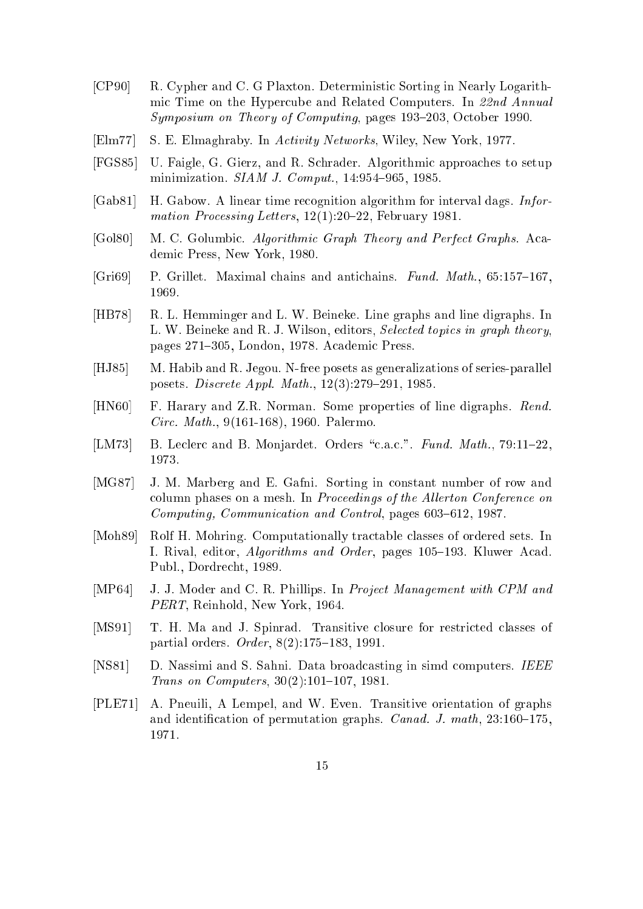[CP90] R. Cypher and C. G Plaxton. Deterministic Sorting in Nearly Logarithmic Time on the Hypercube and Related Computers. In *22nd Annual Symposium on Theory of Computing*, pages 193–203, October 1990.

[Elm77] S. E. Elmaghraby. In *Activity Networks*, Wiley, New York, 1977.

[FGS85] U. Faigle, G. Gierz, and R. Schrader. Algorithmic approaches to setup minimization. *SIAM J. Comput.*, 14:954–965, 1985.

[Gab81] H. Gabow. A linear time recognition algorithm for interval dags. *Information Processing Letters*, 12(1):20–22, February 1981.

[Gol80] M. C. Golumbic. *Algorithmic Graph Theory and Perfect Graphs*. Academic Press, New York, 1980.

[Gri69] P. Grillet. Maximal chains and antichains. *Fund. Math.*, 65:157–167, 1969.

[HB78] R. L. Hemminger and L. W. Beineke. Line graphs and line digraphs. In L. W. Beineke and R. J. Wilson, editors, *Selected topics in graph theory*, pages 271–305, London, 1978. Academic Press.

[HJ85] M. Habib and R. Jegou. N-free posets as generalizations of series-parallel posets. *Discrete Appl. Math.*, 12(3):279–291, 1985.

[HN60] F. Harary and Z.R. Norman. Some properties of line digraphs. *Rend. Circ. Math.*, 9(161-168), 1960. Palermo.

[LM73] B. Leclerc and B. Monjardet. Orders "c.a.c.". *Fund. Math.*, 79:11–22, 1973.

[MG87] J. M. Marberg and E. Gafni. Sorting in constant number of row and column phases on a mesh. In *Proceedings of the Allerton Conference on Computing, Communication and Control*, pages 603–612, 1987.

[Moh89] Rolf H. Mohring. Computationally tractable classes of ordered sets. In I. Rival, editor, *Algorithms and Order*, pages 105–193. Kluwer Acad. Publ., Dordrecht, 1989.

[MP64] J. J. Moder and C. R. Phillips. In *Project Management with CPM and PERT*, Reinhold, New York, 1964.

[MS91] T. H. Ma and J. Spinrad. Transitive closure for restricted classes of partial orders. *Order*, 8(2):175–183, 1991.

[NS81] D. Nassimi and S. Sahni. Data broadcasting in simd computers. *IEEE Trans on Computers*, 30(2):101–107, 1981.

[PLE71] A. Pneuili, A Lempel, and W. Even. Transitive orientation of graphs and identification of permutation graphs. *Canad. J. math*, 23:160–175, 1971.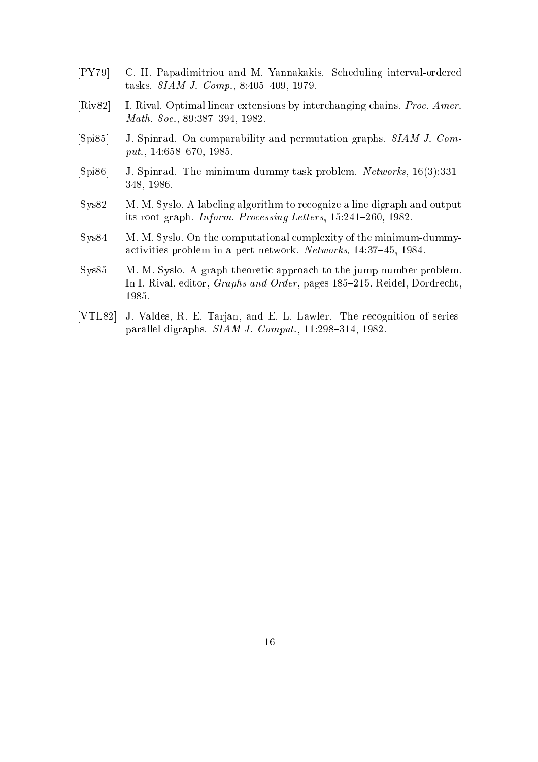[PY79] C. H. Papadimitriou and M. Yannakakis. Scheduling interval-ordered tasks. *SIAM J. Comp.*, 8:405–409, 1979.

[Riv82] I. Rival. Optimal linear extensions by interchanging chains. *Proc. Amer. Math. Soc.*, 89:387–394, 1982.

[Spi85] J. Spinrad. On comparability and permutation graphs. *SIAM J. Comput.*, 14:658–670, 1985.

[Spi86] J. Spinrad. The minimum dummy task problem. *Networks*, 16(3):331–348, 1986.

[Sys82] M. M. Syslo. A labeling algorithm to recognize a line digraph and output its root graph. *Inform. Processing Letters*, 15:241–260, 1982.

[Sys84] M. M. Syslo. On the computational complexity of the minimum-dummy-activities problem in a pert network. *Networks*, 14:37–45, 1984.

[Sys85] M. M. Syslo. A graph theoretic approach to the jump number problem. In I. Rival, editor, *Graphs and Order*, pages 185–215, Reidel, Dordrecht, 1985.

[VTL82] J. Valdes, R. E. Tarjan, and E. L. Lawler. The recognition of series-parallel digraphs. *SIAM J. Comput.*, 11:298–314, 1982.